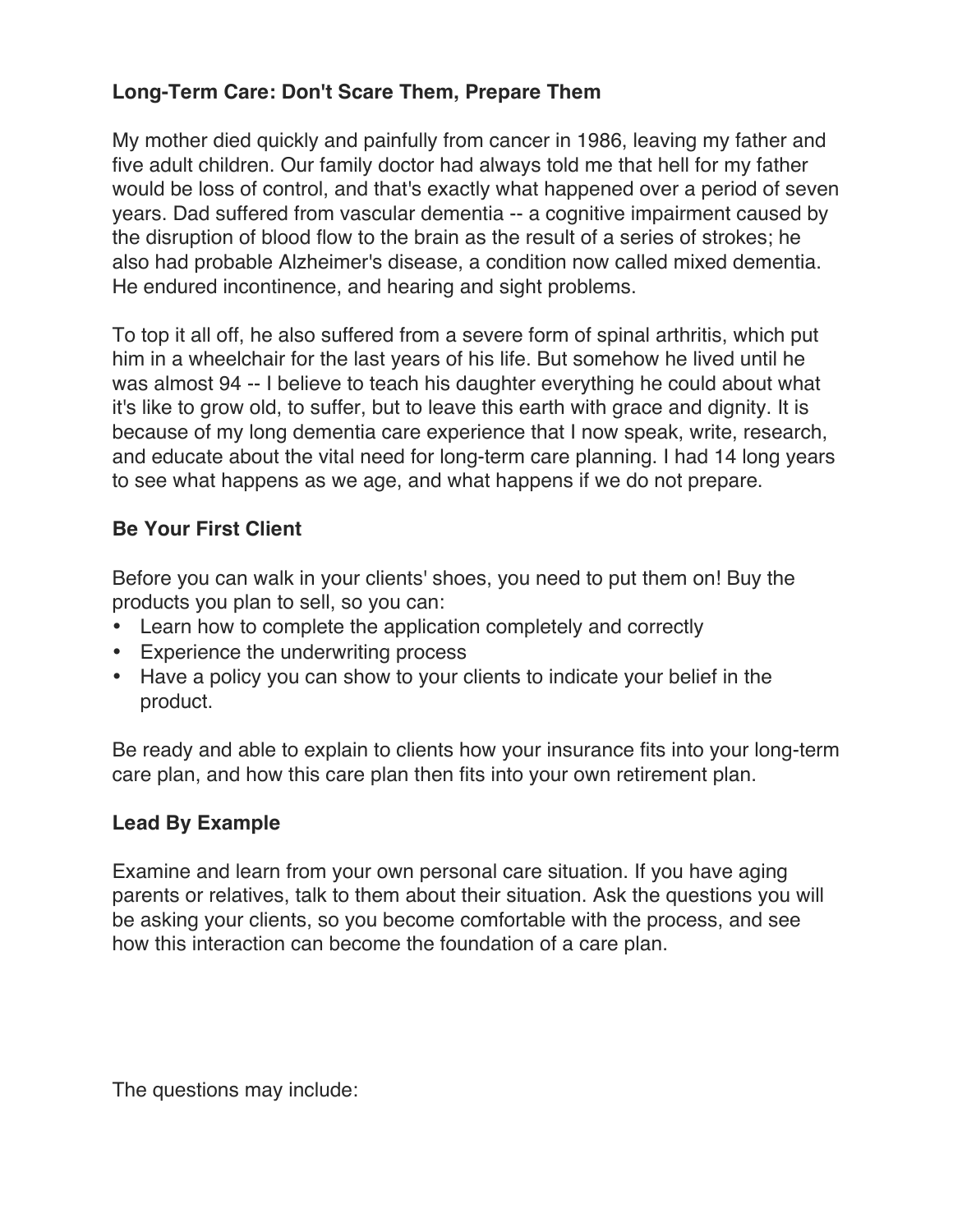**Long-Term Care: Don't Scare Them, Prepare Them**

My mother died quickly and painfully from cancer in 1986, leaving my father and five adult children. Our family doctor had always told me that hell for my father would be loss of control, and that's exactly what happened over a period of seven years. Dad suffered from vascular dementia -- a cognitive impairment caused by the disruption of blood flow to the brain as the result of a series of strokes; he also had probable Alzheimer's disease, a condition now called mixed dementia. He endured incontinence, and hearing and sight problems.

To top it all off, he also suffered from a severe form of spinal arthritis, which put him in a wheelchair for the last years of his life. But somehow he lived until he was almost 94 -- I believe to teach his daughter everything he could about what it's like to grow old, to suffer, but to leave this earth with grace and dignity. It is because of my long dementia care experience that I now speak, write, research, and educate about the vital need for long-term care planning. I had 14 long years to see what happens as we age, and what happens if we do not prepare.

**Be Your First Client**

Before you can walk in your clients' shoes, you need to put them on! Buy the products you plan to sell, so you can:

- Learn how to complete the application completely and correctly
- Experience the underwriting process
- Have a policy you can show to your clients to indicate your belief in the product.

Be ready and able to explain to clients how your insurance fits into your long-term care plan, and how this care plan then fits into your own retirement plan.

**Lead By Example**

Examine and learn from your own personal care situation. If you have aging parents or relatives, talk to them about their situation. Ask the questions you will be asking your clients, so you become comfortable with the process, and see how this interaction can become the foundation of a care plan.

The questions may include: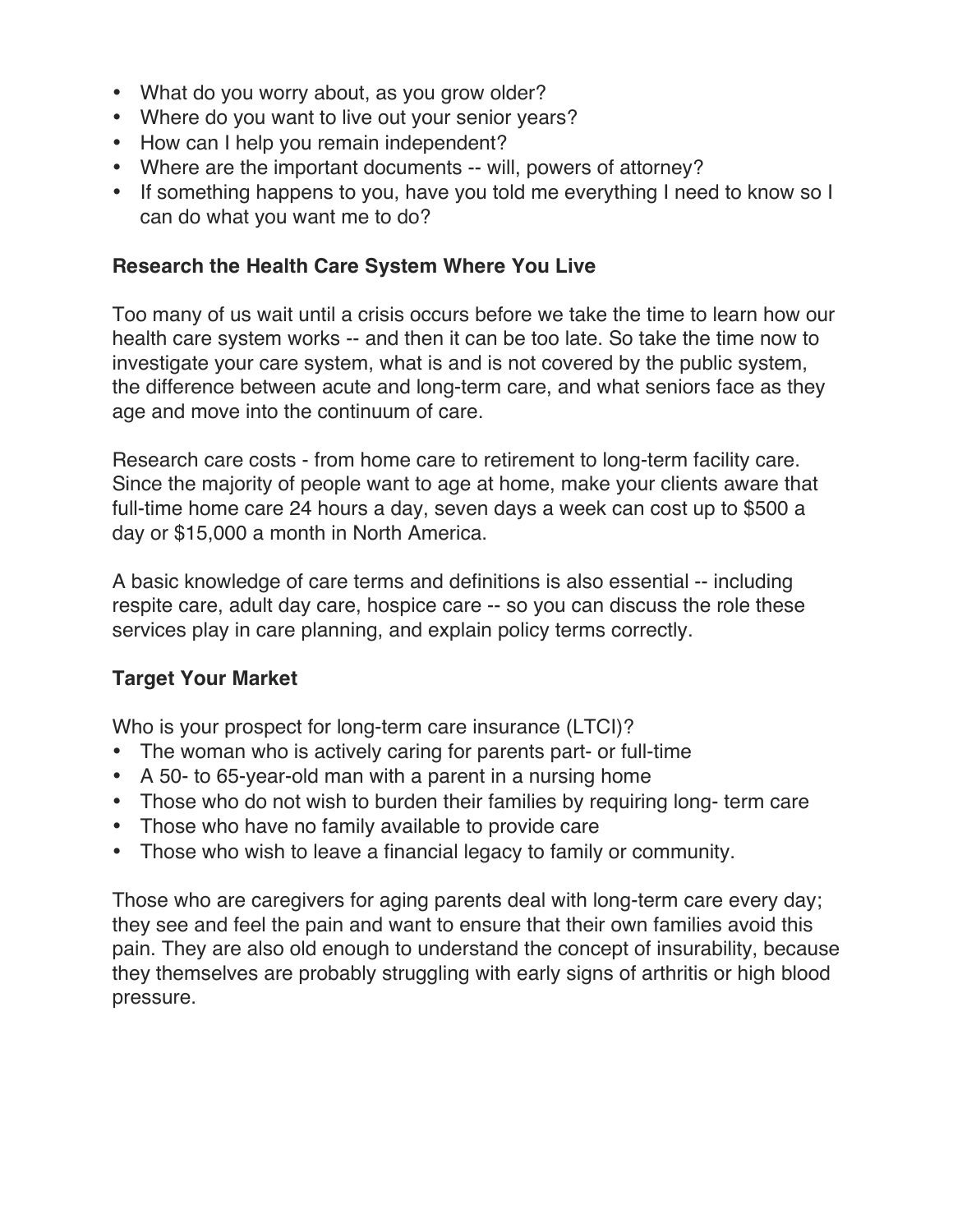- What do you worry about, as you grow older?
- Where do you want to live out your senior years?
- How can I help you remain independent?
- Where are the important documents -- will, powers of attorney?
- If something happens to you, have you told me everything I need to know so I can do what you want me to do?

### Research the Health Care System Where You Live

Too many of us wait until a crisis occurs before we take the time to learn how our health care system works -- and then it can be too late. So take the time now to investigate your care system, what is and is not covered by the public system, the difference between acute and long-term care, and what seniors face as they age and move into the continuum of care.

Research care costs - from home care to retirement to long-term facility care. Since the majority of people want to age at home, make your clients aware that full-time home care 24 hours a day, seven days a week can cost up to $500 a day or $15,000 a month in North America.

A basic knowledge of care terms and definitions is also essential -- including respite care, adult day care, hospice care -- so you can discuss the role these services play in care planning, and explain policy terms correctly.

### Target Your Market

Who is your prospect for long-term care insurance (LTCI)?

- The woman who is actively caring for parents part- or full-time
- A 50- to 65-year-old man with a parent in a nursing home
- Those who do not wish to burden their families by requiring long- term care
- Those who have no family available to provide care
- Those who wish to leave a financial legacy to family or community.

Those who are caregivers for aging parents deal with long-term care every day; they see and feel the pain and want to ensure that their own families avoid this pain. They are also old enough to understand the concept of insurability, because they themselves are probably struggling with early signs of arthritis or high blood pressure.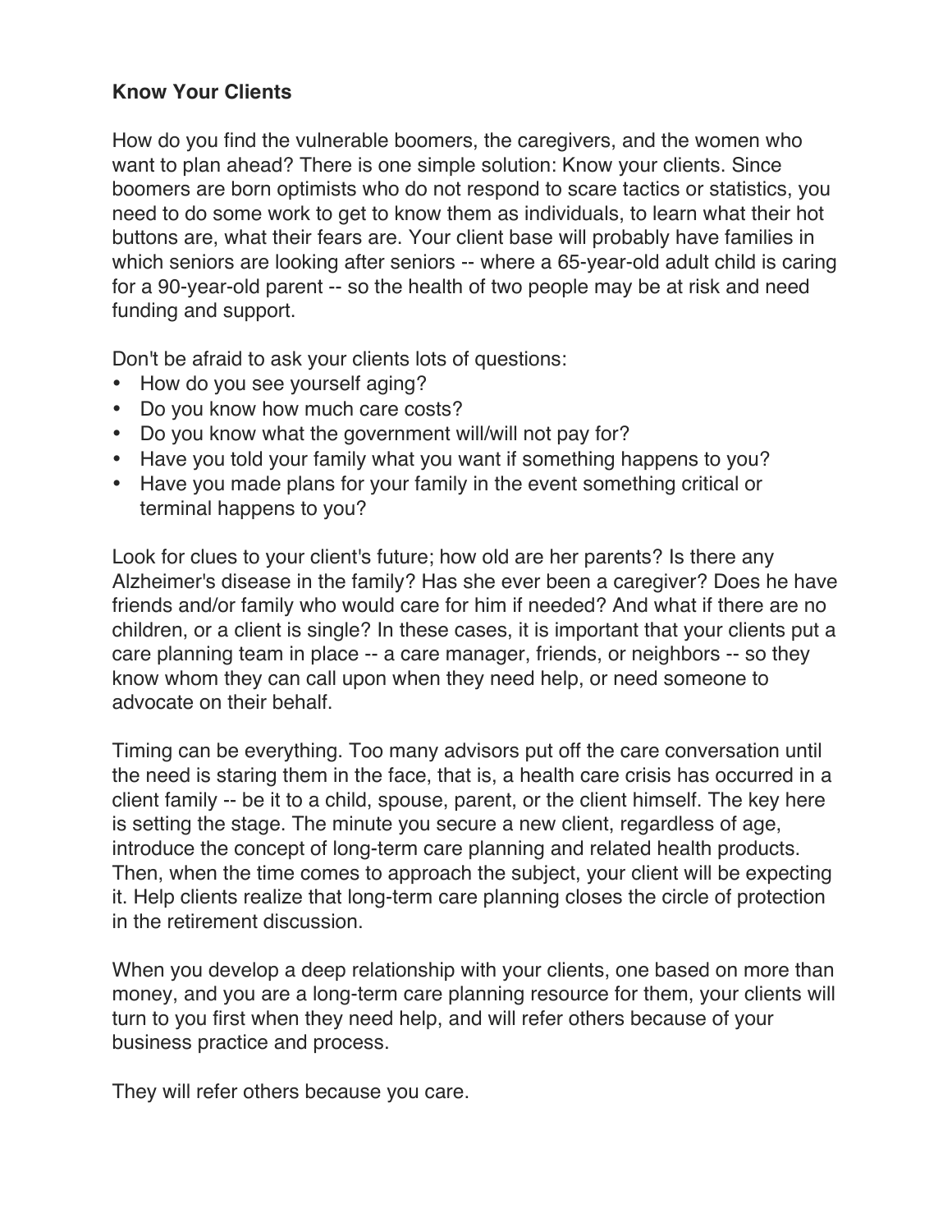**Know Your Clients**

How do you find the vulnerable boomers, the caregivers, and the women who want to plan ahead? There is one simple solution: Know your clients. Since boomers are born optimists who do not respond to scare tactics or statistics, you need to do some work to get to know them as individuals, to learn what their hot buttons are, what their fears are. Your client base will probably have families in which seniors are looking after seniors -- where a 65-year-old adult child is caring for a 90-year-old parent -- so the health of two people may be at risk and need funding and support.

Don't be afraid to ask your clients lots of questions:

- How do you see yourself aging?
- Do you know how much care costs?
- Do you know what the government will/will not pay for?
- Have you told your family what you want if something happens to you?
- Have you made plans for your family in the event something critical or terminal happens to you?

Look for clues to your client's future; how old are her parents? Is there any Alzheimer's disease in the family? Has she ever been a caregiver? Does he have friends and/or family who would care for him if needed? And what if there are no children, or a client is single? In these cases, it is important that your clients put a care planning team in place -- a care manager, friends, or neighbors -- so they know whom they can call upon when they need help, or need someone to advocate on their behalf.

Timing can be everything. Too many advisors put off the care conversation until the need is staring them in the face, that is, a health care crisis has occurred in a client family -- be it to a child, spouse, parent, or the client himself. The key here is setting the stage. The minute you secure a new client, regardless of age, introduce the concept of long-term care planning and related health products. Then, when the time comes to approach the subject, your client will be expecting it. Help clients realize that long-term care planning closes the circle of protection in the retirement discussion.

When you develop a deep relationship with your clients, one based on more than money, and you are a long-term care planning resource for them, your clients will turn to you first when they need help, and will refer others because of your business practice and process.

They will refer others because you care.